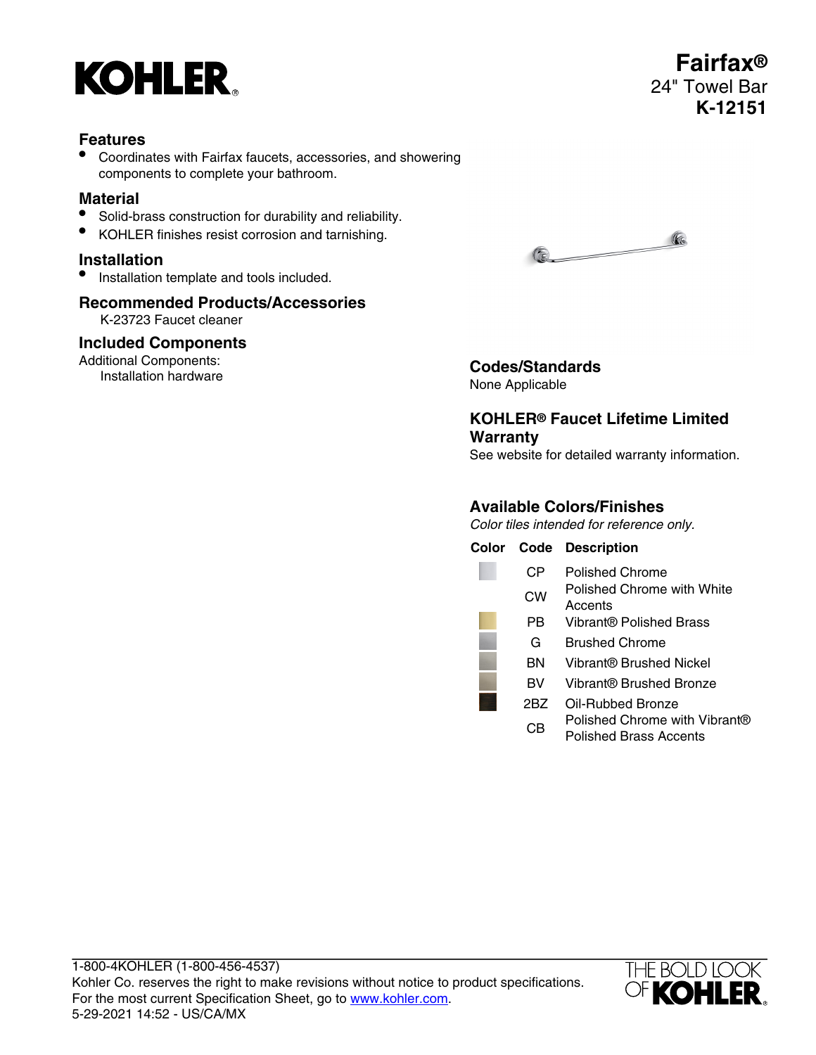# KOHLER

# Fairfax®
24" Towel Bar
**K-12151**

## Features

- Coordinates with Fairfax faucets, accessories, and showering components to complete your bathroom.

## Material

- Solid-brass construction for durability and reliability.
- KOHLER finishes resist corrosion and tarnishing.

## Installation

- Installation template and tools included.

## Recommended Products/Accessories

K-23723 Faucet cleaner

## Included Components

Additional Components:
Installation hardware

## Codes/Standards

None Applicable

## KOHLER® Faucet Lifetime Limited Warranty

See website for detailed warranty information.

## Available Colors/Finishes

*Color tiles intended for reference only.*

| Color | Code | Description |
|---|---|---|
| | CP | Polished Chrome |
| | CW | Polished Chrome with White Accents |
| | PB | Vibrant® Polished Brass |
| | G | Brushed Chrome |
| | BN | Vibrant® Brushed Nickel |
| | BV | Vibrant® Brushed Bronze |
| | 2BZ | Oil-Rubbed Bronze |
| | CB | Polished Chrome with Vibrant® Polished Brass Accents |

1-800-4KOHLER (1-800-456-4537)
Kohler Co. reserves the right to make revisions without notice to product specifications.
For the most current Specification Sheet, go to www.kohler.com.
5-29-2021 14:52 - US/CA/MX

THE BOLD LOOK OF KOHLER.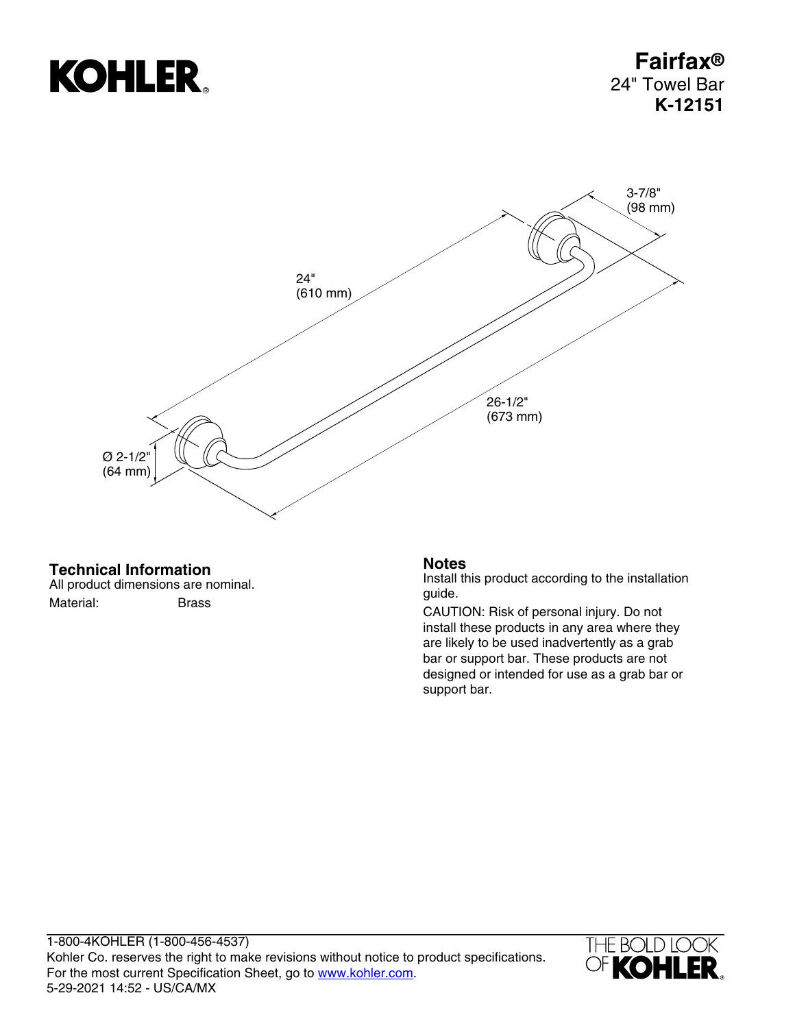# Fairfax®

24" Towel Bar

**K-12151**

3-7/8"
(98 mm)

24"
(610 mm)

26-1/2"
(673 mm)

Ø 2-1/2"
(64 mm)

## Technical Information

All product dimensions are nominal.

| | |
|---|---|
| Material: | Brass |

## Notes

Install this product according to the installation guide.

CAUTION: Risk of personal injury. Do not install these products in any area where they are likely to be used inadvertently as a grab bar or support bar. These products are not designed or intended for use as a grab bar or support bar.

1-800-4KOHLER (1-800-456-4537)
Kohler Co. reserves the right to make revisions without notice to product specifications.
For the most current Specification Sheet, go to www.kohler.com.
5-29-2021 14:52 - US/CA/MX